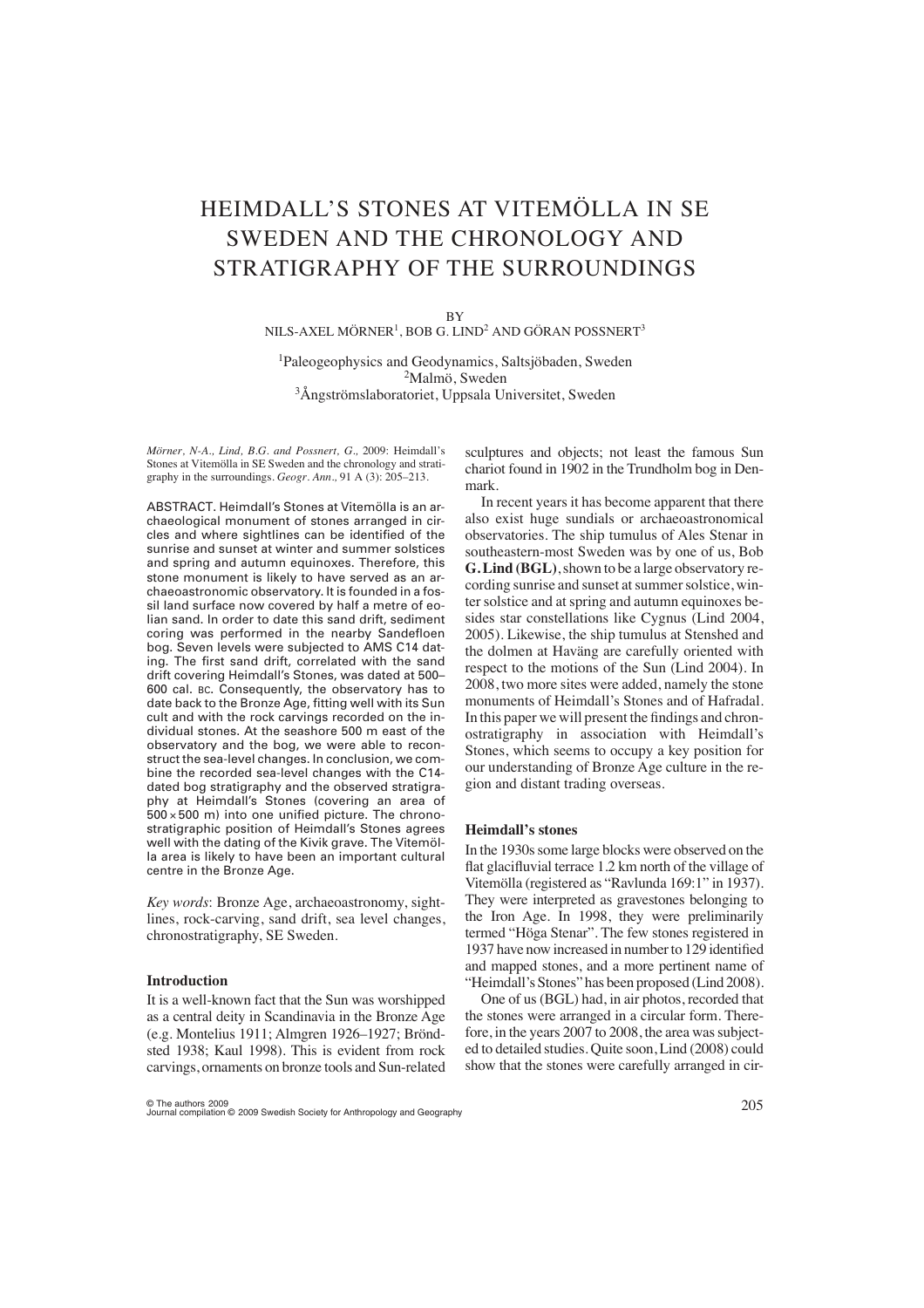# HEIMDALL'S STONES AT VITEMÖLLA IN SE SWEDEN AND THE CHRONOLOGY AND STRATIGRAPHY OF THE SURROUNDINGS

BY

NILS-AXEL MÖRNER[1], BOB G. LIND[2] AND GÖRAN POSSNERT[3]

[1]Paleogeophysics and Geodynamics, Saltsjöbaden, Sweden
[2]Malmö, Sweden
[3]Ångströmslaboratoriet, Uppsala Universitet, Sweden

*Mörner, N-A., Lind, B.G. and Possnert, G.*, 2009: Heimdall's Stones at Vitemölla in SE Sweden and the chronology and stratigraphy in the surroundings. *Geogr. Ann.*, 91 A (3): 205–213.

ABSTRACT. Heimdall's Stones at Vitemölla is an archaeological monument of stones arranged in circles and where sightlines can be identified of the sunrise and sunset at winter and summer solstices and spring and autumn equinoxes. Therefore, this stone monument is likely to have served as an archaeoastronomic observatory. It is founded in a fossil land surface now covered by half a metre of eolian sand. In order to date this sand drift, sediment coring was performed in the nearby Sandefloen bog. Seven levels were subjected to AMS C14 dating. The first sand drift, correlated with the sand drift covering Heimdall's Stones, was dated at 500–600 cal. BC. Consequently, the observatory has to date back to the Bronze Age, fitting well with its Sun cult and with the rock carvings recorded on the individual stones. At the seashore 500 m east of the observatory and the bog, we were able to reconstruct the sea-level changes. In conclusion, we combine the recorded sea-level changes with the C14-dated bog stratigraphy and the observed stratigraphy at Heimdall's Stones (covering an area of 500 × 500 m) into one unified picture. The chronostratigraphic position of Heimdall's Stones agrees well with the dating of the Kivik grave. The Vitemölla area is likely to have been an important cultural centre in the Bronze Age.

*Key words*: Bronze Age, archaeoastronomy, sightlines, rock-carving, sand drift, sea level changes, chronostratigraphy, SE Sweden.

## Introduction

It is a well-known fact that the Sun was worshipped as a central deity in Scandinavia in the Bronze Age (e.g. Montelius 1911; Almgren 1926–1927; Bröndsted 1938; Kaul 1998). This is evident from rock carvings, ornaments on bronze tools and Sun-related sculptures and objects; not least the famous Sun chariot found in 1902 in the Trundholm bog in Denmark.

In recent years it has become apparent that there also exist huge sundials or archaeoastronomical observatories. The ship tumulus of Ales Stenar in southeastern-most Sweden was by one of us, Bob **G. Lind (BGL)**, shown to be a large observatory recording sunrise and sunset at summer solstice, winter solstice and at spring and autumn equinoxes besides star constellations like Cygnus (Lind 2004, 2005). Likewise, the ship tumulus at Stenshed and the dolmen at Haväng are carefully oriented with respect to the motions of the Sun (Lind 2004). In 2008, two more sites were added, namely the stone monuments of Heimdall's Stones and of Hafradal. In this paper we will present the findings and chronostratigraphy in association with Heimdall's Stones, which seems to occupy a key position for our understanding of Bronze Age culture in the region and distant trading overseas.

### Heimdall's stones

In the 1930s some large blocks were observed on the flat glacifluvial terrace 1.2 km north of the village of Vitemölla (registered as "Ravlunda 169:1" in 1937). They were interpreted as gravestones belonging to the Iron Age. In 1998, they were preliminarily termed "Höga Stenar". The few stones registered in 1937 have now increased in number to 129 identified and mapped stones, and a more pertinent name of "Heimdall's Stones" has been proposed (Lind 2008).

One of us (BGL) had, in air photos, recorded that the stones were arranged in a circular form. Therefore, in the years 2007 to 2008, the area was subjected to detailed studies. Quite soon, Lind (2008) could show that the stones were carefully arranged in cir-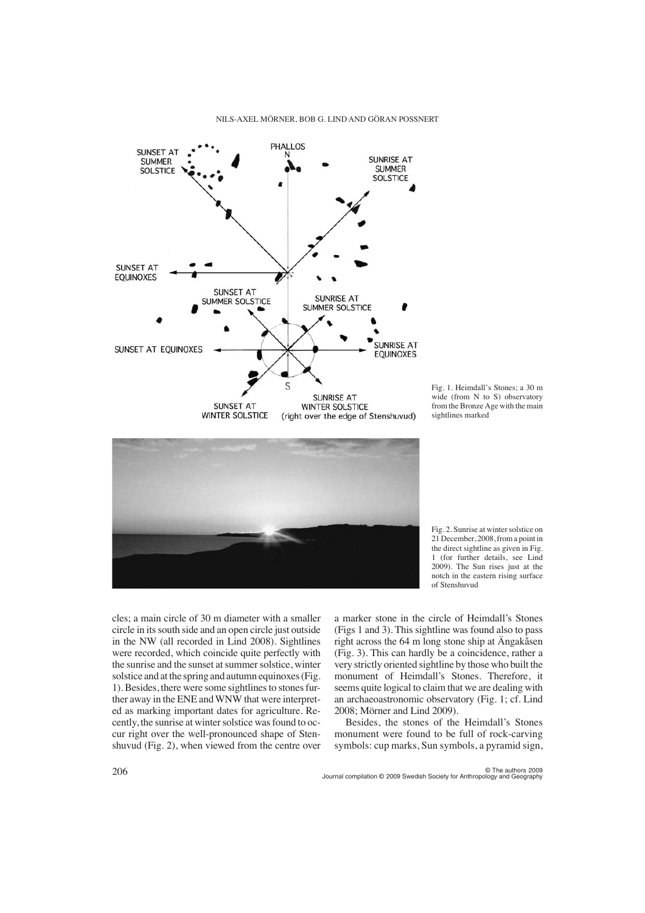Fig. 1. Heimdall's Stones; a 30 m wide (from N to S) observatory from the Bronze Age with the main sightlines marked

Fig. 2. Sunrise at winter solstice on 21 December, 2008, from a point in the direct sightline as given in Fig. 1 (for further details, see Lind 2009). The Sun rises just at the notch in the eastern rising surface of Stenshuvud

cles; a main circle of 30 m diameter with a smaller circle in its south side and an open circle just outside in the NW (all recorded in Lind 2008). Sightlines were recorded, which coincide quite perfectly with the sunrise and the sunset at summer solstice, winter solstice and at the spring and autumn equinoxes (Fig. 1). Besides, there were some sightlines to stones further away in the ENE and WNW that were interpreted as marking important dates for agriculture. Recently, the sunrise at winter solstice was found to occur right over the well-pronounced shape of Stenshuvud (Fig. 2), when viewed from the centre over a marker stone in the circle of Heimdall's Stones (Figs 1 and 3). This sightline was found also to pass right across the 64 m long stone ship at Ängakåsen (Fig. 3). This can hardly be a coincidence, rather a very strictly oriented sightline by those who built the monument of Heimdall's Stones. Therefore, it seems quite logical to claim that we are dealing with an archaeoastronomic observatory (Fig. 1; cf. Lind 2008; Mörner and Lind 2009).

Besides, the stones of the Heimdall's Stones monument were found to be full of rock-carving symbols: cup marks, Sun symbols, a pyramid sign,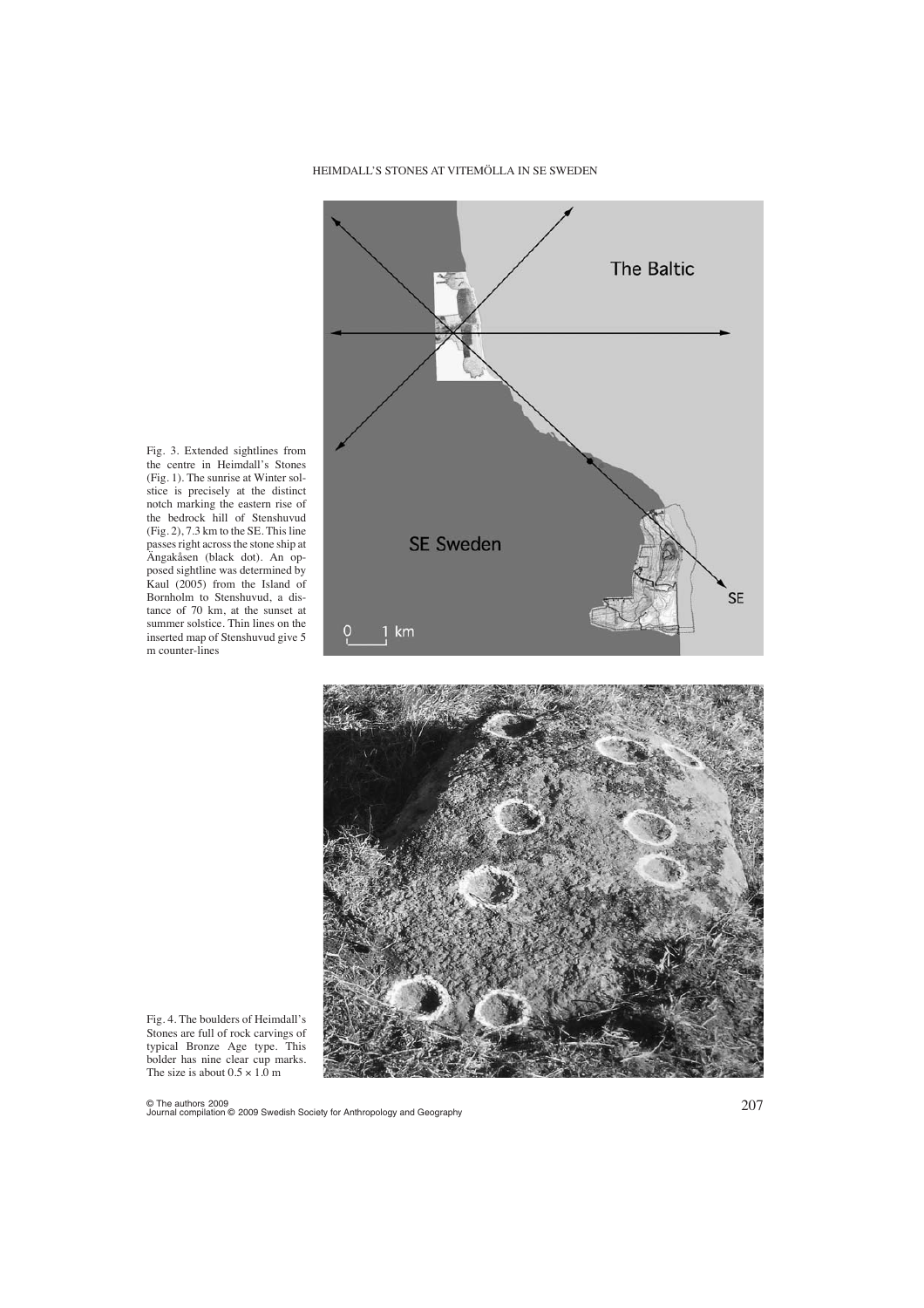Fig. 3. Extended sightlines from the centre in Heimdall's Stones (Fig. 1). The sunrise at Winter solstice is precisely at the distinct notch marking the eastern rise of the bedrock hill of Stenshuvud (Fig. 2), 7.3 km to the SE. This line passes right across the stone ship at Ängakåsen (black dot). An opposed sightline was determined by Kaul (2005) from the Island of Bornholm to Stenshuvud, a distance of 70 km, at the sunset at summer solstice. Thin lines on the inserted map of Stenshuvud give 5 m counter-lines

Fig. 4. The boulders of Heimdall's Stones are full of rock carvings of typical Bronze Age type. This bolder has nine clear cup marks. The size is about 0.5 × 1.0 m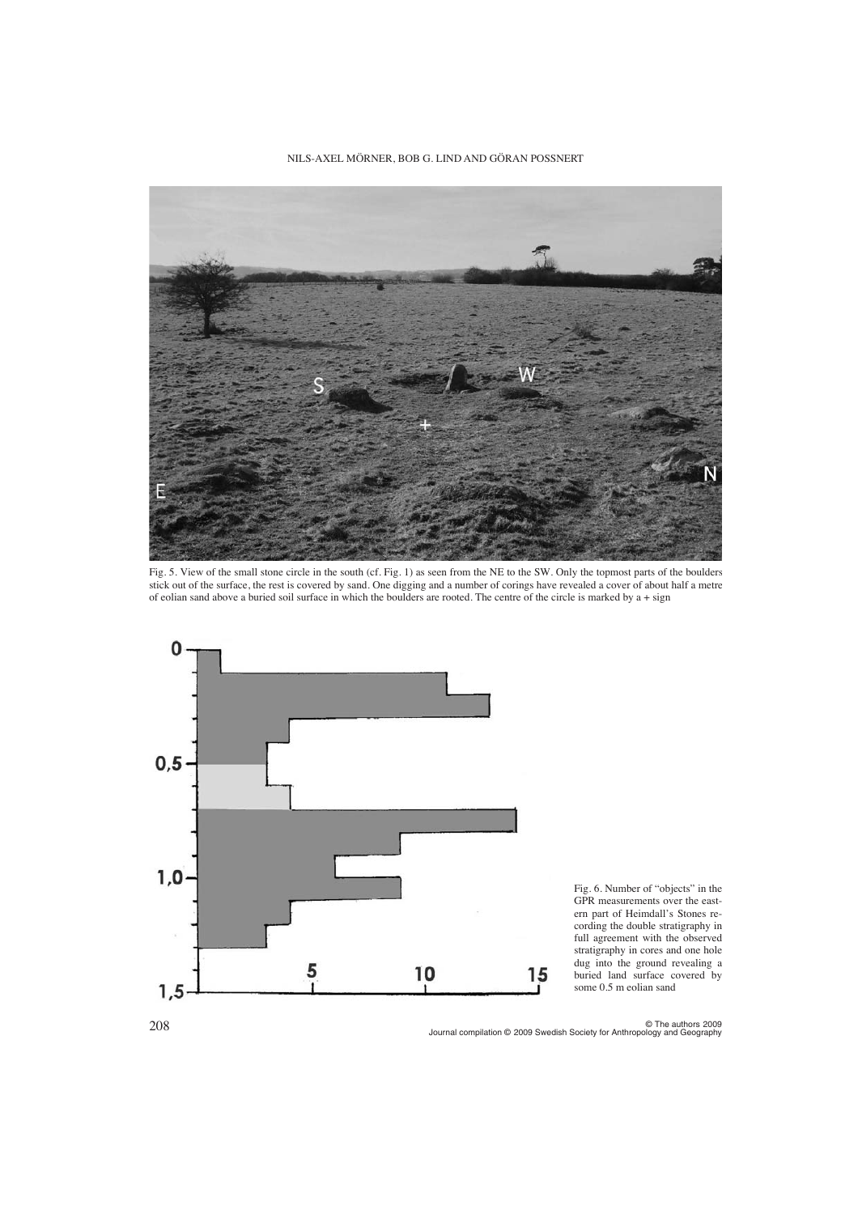Fig. 5. View of the small stone circle in the south (cf. Fig. 1) as seen from the NE to the SW. Only the topmost parts of the boulders stick out of the surface, the rest is covered by sand. One digging and a number of corings have revealed a cover of about half a metre of eolian sand above a buried soil surface in which the boulders are rooted. The centre of the circle is marked by a + sign

Fig. 6. Number of "objects" in the GPR measurements over the eastern part of Heimdall's Stones recording the double stratigraphy in full agreement with the observed stratigraphy in cores and one hole dug into the ground revealing a buried land surface covered by some 0.5 m eolian sand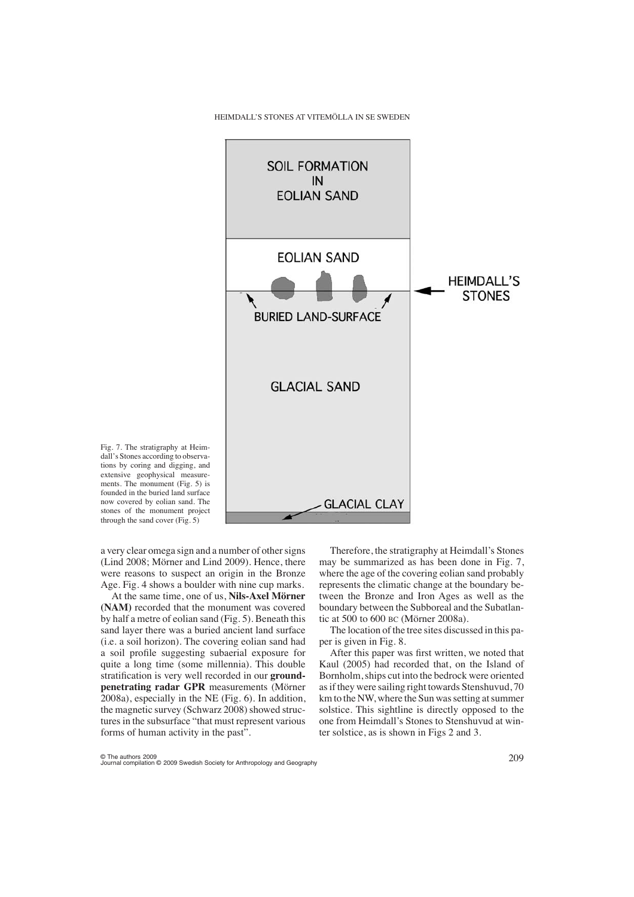Fig. 7. The stratigraphy at Heimdall's Stones according to observations by coring and digging, and extensive geophysical measurements. The monument (Fig. 5) is founded in the buried land surface now covered by eolian sand. The stones of the monument project through the sand cover (Fig. 5)

a very clear omega sign and a number of other signs (Lind 2008; Mörner and Lind 2009). Hence, there were reasons to suspect an origin in the Bronze Age. Fig. 4 shows a boulder with nine cup marks.

At the same time, one of us, **Nils-Axel Mörner (NAM)** recorded that the monument was covered by half a metre of eolian sand (Fig. 5). Beneath this sand layer there was a buried ancient land surface (i.e. a soil horizon). The covering eolian sand had a soil profile suggesting subaerial exposure for quite a long time (some millennia). This double stratification is very well recorded in our **ground-penetrating radar GPR** measurements (Mörner 2008a), especially in the NE (Fig. 6). In addition, the magnetic survey (Schwarz 2008) showed structures in the subsurface "that must represent various forms of human activity in the past".

Therefore, the stratigraphy at Heimdall's Stones may be summarized as has been done in Fig. 7, where the age of the covering eolian sand probably represents the climatic change at the boundary between the Bronze and Iron Ages as well as the boundary between the Subboreal and the Subatlantic at 500 to 600 BC (Mörner 2008a).

The location of the tree sites discussed in this paper is given in Fig. 8.

After this paper was first written, we noted that Kaul (2005) had recorded that, on the Island of Bornholm, ships cut into the bedrock were oriented as if they were sailing right towards Stenshuvud, 70 km to the NW, where the Sun was setting at summer solstice. This sightline is directly opposed to the one from Heimdall's Stones to Stenshuvud at winter solstice, as is shown in Figs 2 and 3.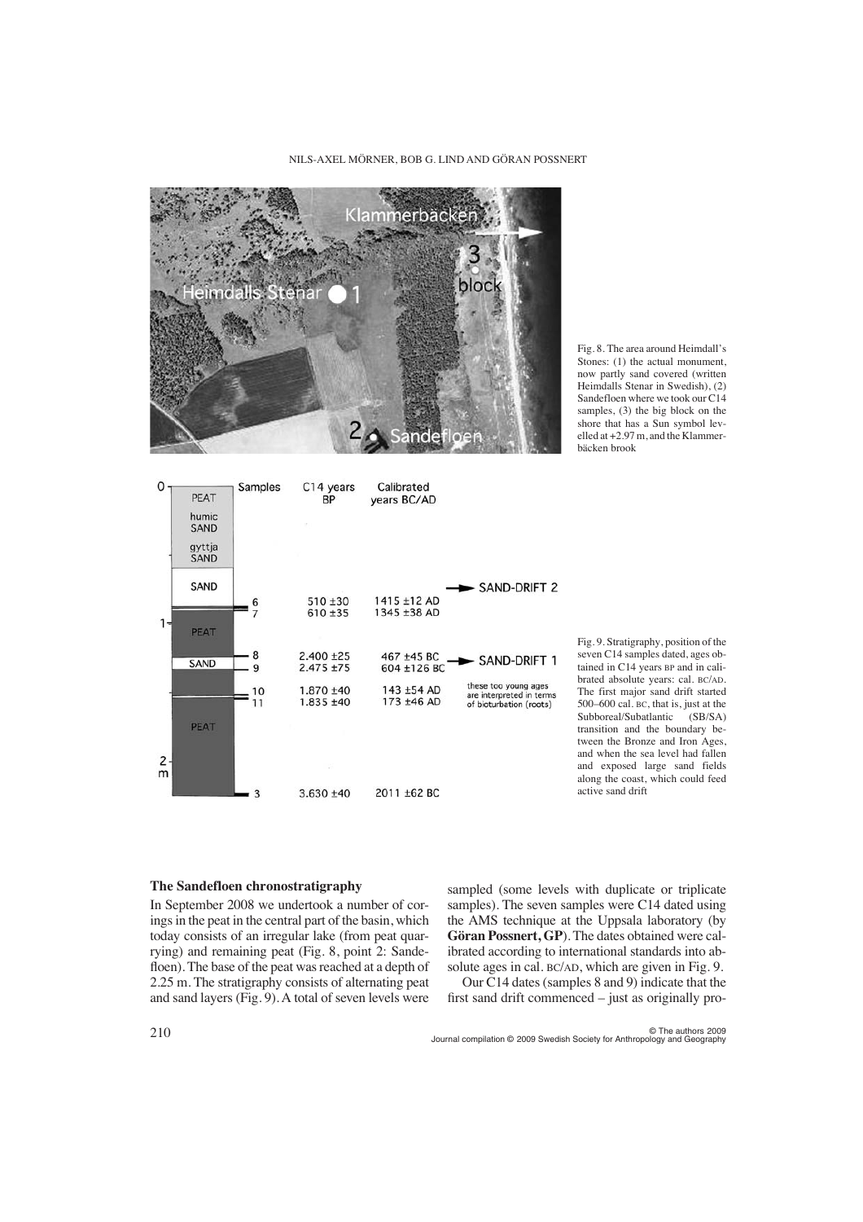Fig. 8. The area around Heimdall's Stones: (1) the actual monument, now partly sand covered (written Heimdalls Stenar in Swedish), (2) Sandefloen where we took our C14 samples, (3) the big block on the shore that has a Sun symbol levelled at +2.97 m, and the Klammerbäcken brook

Fig. 9. Stratigraphy, position of the seven C14 samples dated, ages obtained in C14 years BP and in calibrated absolute years: cal. BC/AD. The first major sand drift started 500–600 cal. BC, that is, just at the Subboreal/Subatlantic (SB/SA) transition and the boundary between the Bronze and Iron Ages, and when the sea level had fallen and exposed large sand fields along the coast, which could feed active sand drift

### The Sandefloen chronostratigraphy

In September 2008 we undertook a number of corings in the peat in the central part of the basin, which today consists of an irregular lake (from peat quarrying) and remaining peat (Fig. 8, point 2: Sandefloen). The base of the peat was reached at a depth of 2.25 m. The stratigraphy consists of alternating peat and sand layers (Fig. 9). A total of seven levels were sampled (some levels with duplicate or triplicate samples). The seven samples were C14 dated using the AMS technique at the Uppsala laboratory (by **Göran Possnert, GP**). The dates obtained were calibrated according to international standards into absolute ages in cal. BC/AD, which are given in Fig. 9.

Our C14 dates (samples 8 and 9) indicate that the first sand drift commenced – just as originally pro-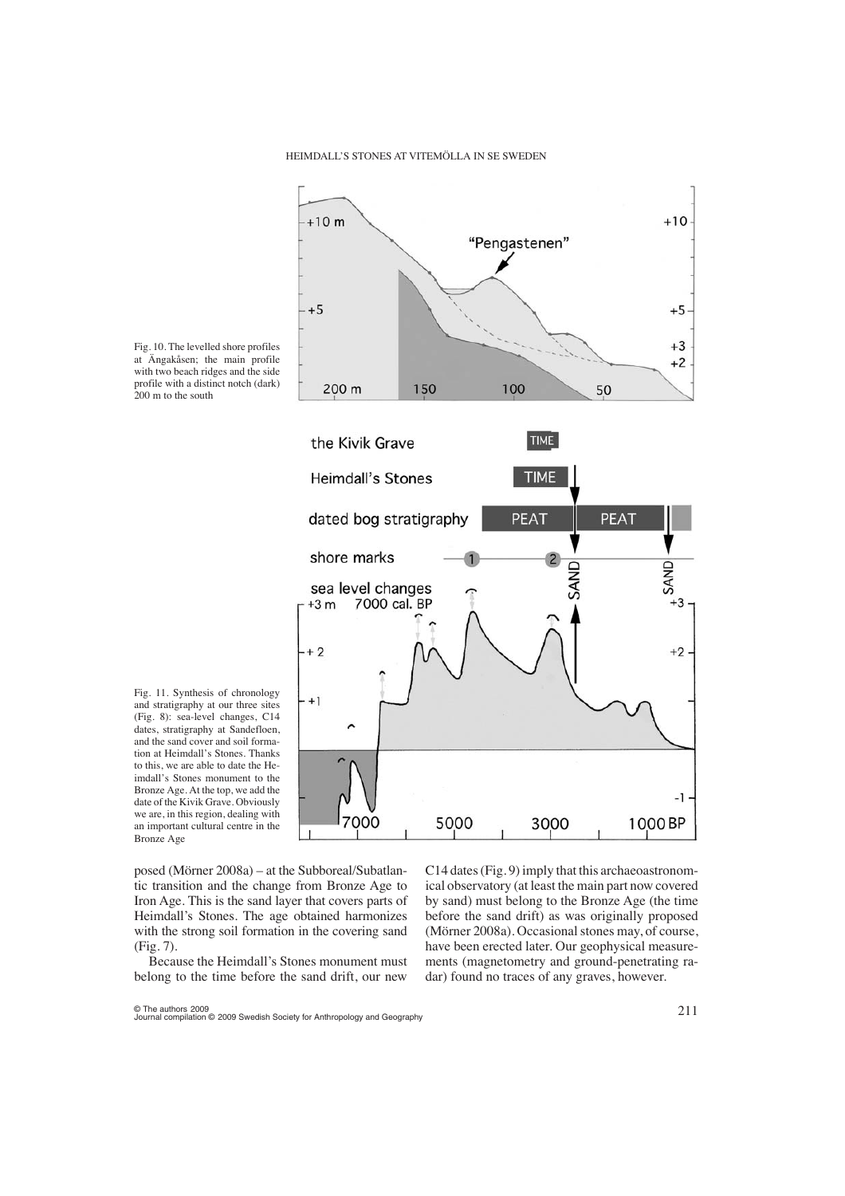Fig. 10. The levelled shore profiles at Ängakåsen; the main profile with two beach ridges and the side profile with a distinct notch (dark) 200 m to the south

Fig. 11. Synthesis of chronology and stratigraphy at our three sites (Fig. 8): sea-level changes, C14 dates, stratigraphy at Sandefloen, and the sand cover and soil formation at Heimdall's Stones. Thanks to this, we are able to date the Heimdall's Stones monument to the Bronze Age. At the top, we add the date of the Kivik Grave. Obviously we are, in this region, dealing with an important cultural centre in the Bronze Age

posed (Mörner 2008a) – at the Subboreal/Subatlantic transition and the change from Bronze Age to Iron Age. This is the sand layer that covers parts of Heimdall's Stones. The age obtained harmonizes with the strong soil formation in the covering sand (Fig. 7).

Because the Heimdall's Stones monument must belong to the time before the sand drift, our new C14 dates (Fig. 9) imply that this archaeoastronomical observatory (at least the main part now covered by sand) must belong to the Bronze Age (the time before the sand drift) as was originally proposed (Mörner 2008a). Occasional stones may, of course, have been erected later. Our geophysical measurements (magnetometry and ground-penetrating radar) found no traces of any graves, however.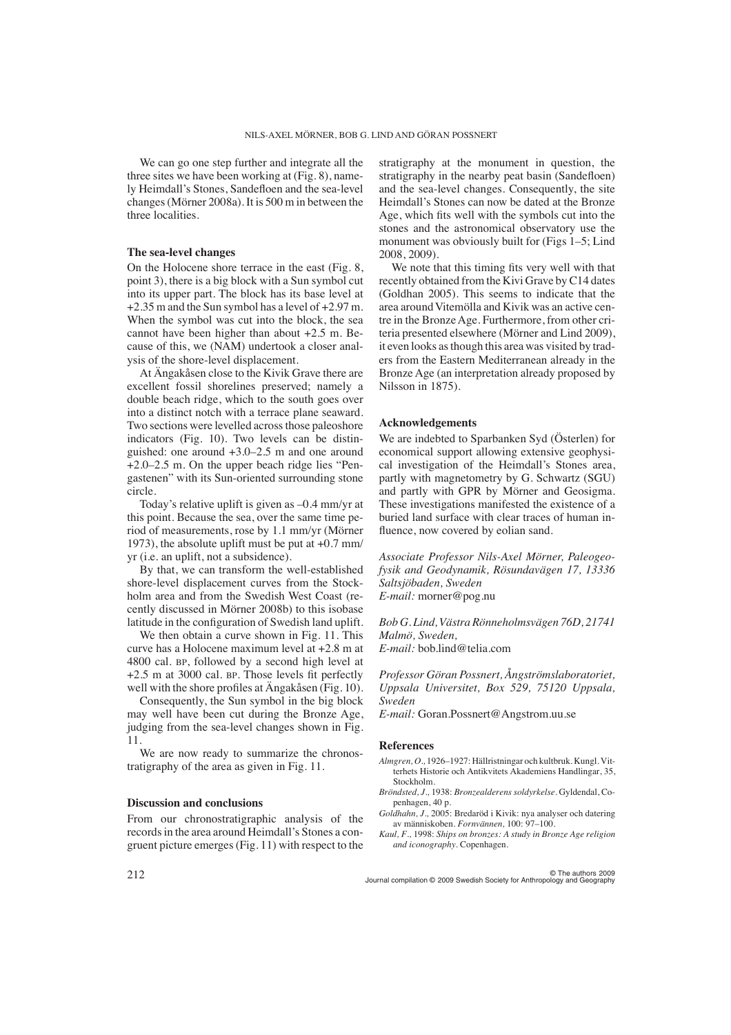We can go one step further and integrate all the three sites we have been working at (Fig. 8), namely Heimdall's Stones, Sandefloen and the sea-level changes (Mörner 2008a). It is 500 m in between the three localities.

### The sea-level changes

On the Holocene shore terrace in the east (Fig. 8, point 3), there is a big block with a Sun symbol cut into its upper part. The block has its base level at +2.35 m and the Sun symbol has a level of +2.97 m. When the symbol was cut into the block, the sea cannot have been higher than about +2.5 m. Because of this, we (NAM) undertook a closer analysis of the shore-level displacement.

At Ängakåsen close to the Kivik Grave there are excellent fossil shorelines preserved; namely a double beach ridge, which to the south goes over into a distinct notch with a terrace plane seaward. Two sections were levelled across those paleoshore indicators (Fig. 10). Two levels can be distinguished: one around +3.0–2.5 m and one around +2.0–2.5 m. On the upper beach ridge lies "Pengastenen" with its Sun-oriented surrounding stone circle.

Today's relative uplift is given as –0.4 mm/yr at this point. Because the sea, over the same time period of measurements, rose by 1.1 mm/yr (Mörner 1973), the absolute uplift must be put at +0.7 mm/yr (i.e. an uplift, not a subsidence).

By that, we can transform the well-established shore-level displacement curves from the Stockholm area and from the Swedish West Coast (recently discussed in Mörner 2008b) to this isobase latitude in the configuration of Swedish land uplift.

We then obtain a curve shown in Fig. 11. This curve has a Holocene maximum level at +2.8 m at 4800 cal. BP, followed by a second high level at +2.5 m at 3000 cal. BP. Those levels fit perfectly well with the shore profiles at Ängakåsen (Fig. 10).

Consequently, the Sun symbol in the big block may well have been cut during the Bronze Age, judging from the sea-level changes shown in Fig. 11.

We are now ready to summarize the chronostratigraphy of the area as given in Fig. 11.

### Discussion and conclusions

From our chronostratigraphic analysis of the records in the area around Heimdall's Stones a congruent picture emerges (Fig. 11) with respect to the stratigraphy at the monument in question, the stratigraphy in the nearby peat basin (Sandefloen) and the sea-level changes. Consequently, the site Heimdall's Stones can now be dated at the Bronze Age, which fits well with the symbols cut into the stones and the astronomical observatory use the monument was obviously built for (Figs 1–5; Lind 2008, 2009).

We note that this timing fits very well with that recently obtained from the Kivi Grave by C14 dates (Goldhan 2005). This seems to indicate that the area around Vitemölla and Kivik was an active centre in the Bronze Age. Furthermore, from other criteria presented elsewhere (Mörner and Lind 2009), it even looks as though this area was visited by traders from the Eastern Mediterranean already in the Bronze Age (an interpretation already proposed by Nilsson in 1875).

### Acknowledgements

We are indebted to Sparbanken Syd (Österlen) for economical support allowing extensive geophysical investigation of the Heimdall's Stones area, partly with magnetometry by G. Schwartz (SGU) and partly with GPR by Mörner and Geosigma. These investigations manifested the existence of a buried land surface with clear traces of human influence, now covered by eolian sand.

*Associate Professor Nils-Axel Mörner, Paleogeofysik and Geodynamik, Rösundavägen 17, 13336 Saltsjöbaden, Sweden*
*E-mail:* morner@pog.nu

*Bob G. Lind, Västra Rönneholmsvägen 76D, 21741 Malmö, Sweden,*
*E-mail:* bob.lind@telia.com

*Professor Göran Possnert, Ångströmslaboratoriet, Uppsala Universitet, Box 529, 75120 Uppsala, Sweden*
*E-mail:* Goran.Possnert@Angstrom.uu.se

### References

*Almgren, O.*, 1926–1927: Hällristningar och kultbruk. Kungl. Vitterhets Historie och Antikvitets Akademiens Handlingar, 35, Stockholm.

*Bröndsted, J.*, 1938: *Bronzealderens soldyrkelse*. Gyldendal, Copenhagen, 40 p.

*Goldhahn, J.*, 2005: Bredaröd i Kivik: nya analyser och datering av människoben. *Fornvännen,* 100: 97–100.

*Kaul, F.*, 1998: *Ships on bronzes: A study in Bronze Age religion and iconography*. Copenhagen.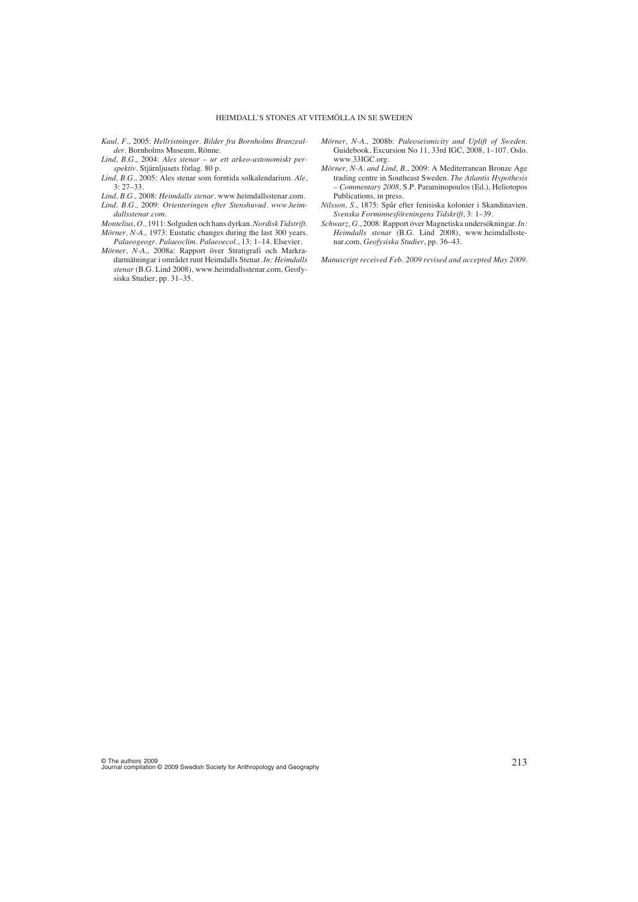*Kaul, F.*, 2005: *Hellristninger. Bilder fra Bornholms Branzealder*. Bornholms Museum, Rönne.

*Lind, B.G.,* 2004: *Ales stenar – ur ett arkeo-astonomiskt perspektiv*. Stjärnljusets förlag. 80 p.

*Lind, B.G.*, 2005: Ales stenar som forntida solkalendarium. *Ale*, 3: 27–33.

*Lind, B.G.,* 2008: *Heimdalls stenar*. www.heimdallsstenar.com.

*Lind, B.G.,* 2009: *Orienteringen efter Stenshuvud*. *www.heimdallsstenar.com.*

*Montelius, O.*, 1911: Solguden och hans dyrkan. *Nordisk Tidstrift*.

*Mörner, N-A.,* 1973: Eustatic changes during the last 300 years. *Palaeogeogr. Palaeoclim. Palaeoecol.*, 13: 1–14. Elsevier.

*Mörner, N-A.,* 2008a: Rapport över Stratigrafi och Markradarmätningar i området runt Heimdalls Stenar. *In: Heimdalls stenar* (B.G. Lind 2008), www.heimdallsstenar.com, Geofysiska Studier, pp. 31–35.

*Mörner, N-A.,* 2008b: *Paleoseismicity and Uplift of Sweden*. Guidebook, Excursion No 11, 33rd IGC, 2008, 1–107. Oslo. www.33IGC.org.

*Mörner, N-A. and Lind, B.*, 2009: A Mediterranean Bronze Age trading centre in Southeast Sweden. *The Atlantis Hypothesis – Commentary 2008*, S.P. Paraminopoulos (Ed.), Heliotopos Publications, in press.

*Nilsson, S.*, 1875: Spår efter fenisiska kolonier i Skandinavien. *Svenska Forminnesföreningens Tidskrift*, 3: 1–39.

*Schwarz, G.*, 2008: Rapport över Magnetiska undersökningar. *In: Heimdalls stenar* (B.G. Lind 2008), www.heimdallsstenar.com, *Geofysiska Studier*, pp. 36–43.

*Manuscript received Feb. 2009 revised and accepted May 2009.*